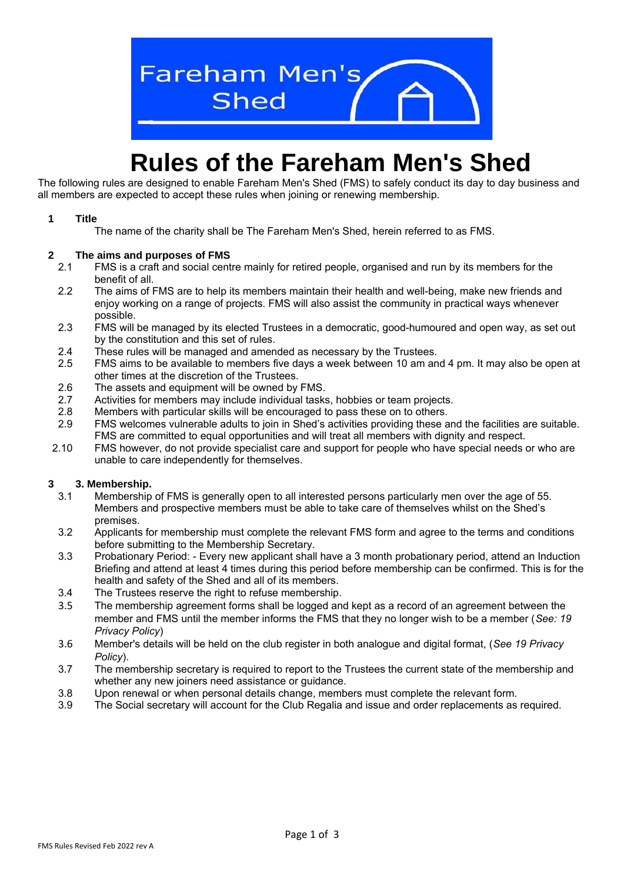Fareham Men's Shed

# Rules of the Fareham Men's Shed

The following rules are designed to enable Fareham Men's Shed (FMS) to safely conduct its day to day business and all members are expected to accept these rules when joining or renewing membership.

## 1 Title

The name of the charity shall be The Fareham Men's Shed, herein referred to as FMS.

## 2 The aims and purposes of FMS

- 2.1 FMS is a craft and social centre mainly for retired people, organised and run by its members for the benefit of all.
- 2.2 The aims of FMS are to help its members maintain their health and well-being, make new friends and enjoy working on a range of projects. FMS will also assist the community in practical ways whenever possible.
- 2.3 FMS will be managed by its elected Trustees in a democratic, good-humoured and open way, as set out by the constitution and this set of rules.
- 2.4 These rules will be managed and amended as necessary by the Trustees.
- 2.5 FMS aims to be available to members five days a week between 10 am and 4 pm. It may also be open at other times at the discretion of the Trustees.
- 2.6 The assets and equipment will be owned by FMS.
- 2.7 Activities for members may include individual tasks, hobbies or team projects.
- 2.8 Members with particular skills will be encouraged to pass these on to others.
- 2.9 FMS welcomes vulnerable adults to join in Shed's activities providing these and the facilities are suitable. FMS are committed to equal opportunities and will treat all members with dignity and respect.
- 2.10 FMS however, do not provide specialist care and support for people who have special needs or who are unable to care independently for themselves.

## 3 3. Membership.

- 3.1 Membership of FMS is generally open to all interested persons particularly men over the age of 55. Members and prospective members must be able to take care of themselves whilst on the Shed's premises.
- 3.2 Applicants for membership must complete the relevant FMS form and agree to the terms and conditions before submitting to the Membership Secretary.
- 3.3 Probationary Period: - Every new applicant shall have a 3 month probationary period, attend an Induction Briefing and attend at least 4 times during this period before membership can be confirmed. This is for the health and safety of the Shed and all of its members.
- 3.4 The Trustees reserve the right to refuse membership.
- 3.5 The membership agreement forms shall be logged and kept as a record of an agreement between the member and FMS until the member informs the FMS that they no longer wish to be a member (*See: 19 Privacy Policy*)
- 3.6 Member's details will be held on the club register in both analogue and digital format, (*See 19 Privacy Policy*).
- 3.7 The membership secretary is required to report to the Trustees the current state of the membership and whether any new joiners need assistance or guidance.
- 3.8 Upon renewal or when personal details change, members must complete the relevant form.
- 3.9 The Social secretary will account for the Club Regalia and issue and order replacements as required.

FMS Rules Revised Feb 2022 rev A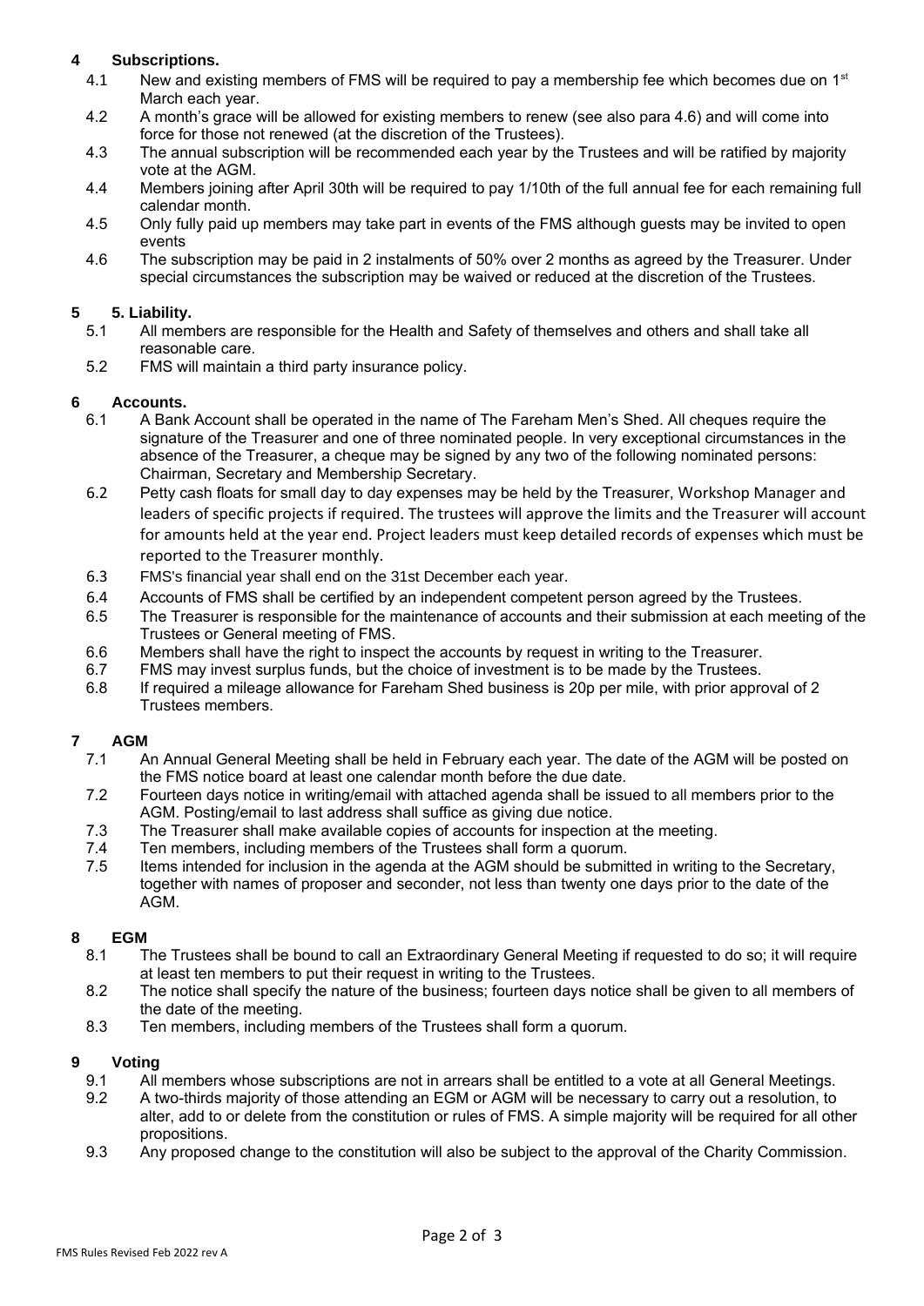## 4 Subscriptions.

4.1 New and existing members of FMS will be required to pay a membership fee which becomes due on 1st March each year.

4.2 A month's grace will be allowed for existing members to renew (see also para 4.6) and will come into force for those not renewed (at the discretion of the Trustees).

4.3 The annual subscription will be recommended each year by the Trustees and will be ratified by majority vote at the AGM.

4.4 Members joining after April 30th will be required to pay 1/10th of the full annual fee for each remaining full calendar month.

4.5 Only fully paid up members may take part in events of the FMS although guests may be invited to open events

4.6 The subscription may be paid in 2 instalments of 50% over 2 months as agreed by the Treasurer. Under special circumstances the subscription may be waived or reduced at the discretion of the Trustees.

## 5 5. Liability.

5.1 All members are responsible for the Health and Safety of themselves and others and shall take all reasonable care.

5.2 FMS will maintain a third party insurance policy.

## 6 Accounts.

6.1 A Bank Account shall be operated in the name of The Fareham Men's Shed. All cheques require the signature of the Treasurer and one of three nominated people. In very exceptional circumstances in the absence of the Treasurer, a cheque may be signed by any two of the following nominated persons: Chairman, Secretary and Membership Secretary.

6.2 Petty cash floats for small day to day expenses may be held by the Treasurer, Workshop Manager and leaders of specific projects if required. The trustees will approve the limits and the Treasurer will account for amounts held at the year end. Project leaders must keep detailed records of expenses which must be reported to the Treasurer monthly.

6.3 FMS's financial year shall end on the 31st December each year.

6.4 Accounts of FMS shall be certified by an independent competent person agreed by the Trustees.

6.5 The Treasurer is responsible for the maintenance of accounts and their submission at each meeting of the Trustees or General meeting of FMS.

6.6 Members shall have the right to inspect the accounts by request in writing to the Treasurer.

6.7 FMS may invest surplus funds, but the choice of investment is to be made by the Trustees.

6.8 If required a mileage allowance for Fareham Shed business is 20p per mile, with prior approval of 2 Trustees members.

## 7 AGM

7.1 An Annual General Meeting shall be held in February each year. The date of the AGM will be posted on the FMS notice board at least one calendar month before the due date.

7.2 Fourteen days notice in writing/email with attached agenda shall be issued to all members prior to the AGM. Posting/email to last address shall suffice as giving due notice.

7.3 The Treasurer shall make available copies of accounts for inspection at the meeting.

7.4 Ten members, including members of the Trustees shall form a quorum.

7.5 Items intended for inclusion in the agenda at the AGM should be submitted in writing to the Secretary, together with names of proposer and seconder, not less than twenty one days prior to the date of the AGM.

## 8 EGM

8.1 The Trustees shall be bound to call an Extraordinary General Meeting if requested to do so; it will require at least ten members to put their request in writing to the Trustees.

8.2 The notice shall specify the nature of the business; fourteen days notice shall be given to all members of the date of the meeting.

8.3 Ten members, including members of the Trustees shall form a quorum.

## 9 Voting

9.1 All members whose subscriptions are not in arrears shall be entitled to a vote at all General Meetings.

9.2 A two-thirds majority of those attending an EGM or AGM will be necessary to carry out a resolution, to alter, add to or delete from the constitution or rules of FMS. A simple majority will be required for all other propositions.

9.3 Any proposed change to the constitution will also be subject to the approval of the Charity Commission.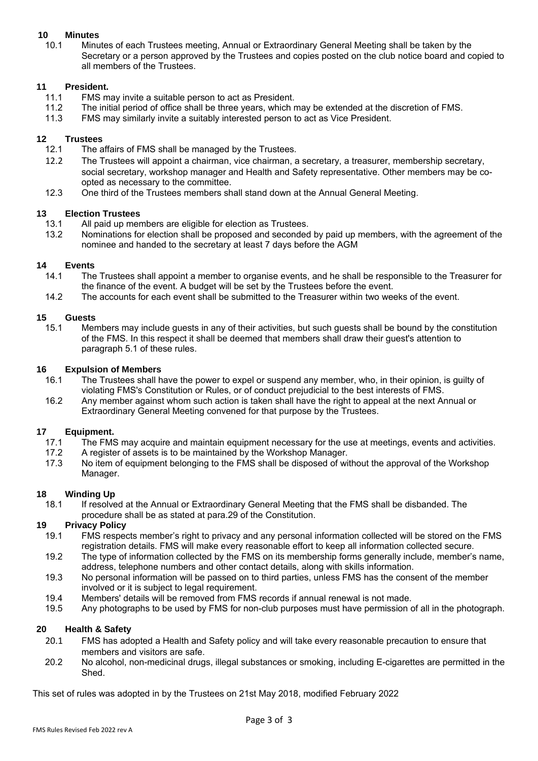## 10 Minutes

10.1 Minutes of each Trustees meeting, Annual or Extraordinary General Meeting shall be taken by the Secretary or a person approved by the Trustees and copies posted on the club notice board and copied to all members of the Trustees.

## 11 President.

11.1 FMS may invite a suitable person to act as President.

11.2 The initial period of office shall be three years, which may be extended at the discretion of FMS.

11.3 FMS may similarly invite a suitably interested person to act as Vice President.

## 12 Trustees

12.1 The affairs of FMS shall be managed by the Trustees.

12.2 The Trustees will appoint a chairman, vice chairman, a secretary, a treasurer, membership secretary, social secretary, workshop manager and Health and Safety representative. Other members may be co-opted as necessary to the committee.

12.3 One third of the Trustees members shall stand down at the Annual General Meeting.

## 13 Election Trustees

13.1 All paid up members are eligible for election as Trustees.

13.2 Nominations for election shall be proposed and seconded by paid up members, with the agreement of the nominee and handed to the secretary at least 7 days before the AGM

## 14 Events

14.1 The Trustees shall appoint a member to organise events, and he shall be responsible to the Treasurer for the finance of the event. A budget will be set by the Trustees before the event.

14.2 The accounts for each event shall be submitted to the Treasurer within two weeks of the event.

## 15 Guests

15.1 Members may include guests in any of their activities, but such guests shall be bound by the constitution of the FMS. In this respect it shall be deemed that members shall draw their guest's attention to paragraph 5.1 of these rules.

## 16 Expulsion of Members

16.1 The Trustees shall have the power to expel or suspend any member, who, in their opinion, is guilty of violating FMS's Constitution or Rules, or of conduct prejudicial to the best interests of FMS.

16.2 Any member against whom such action is taken shall have the right to appeal at the next Annual or Extraordinary General Meeting convened for that purpose by the Trustees.

## 17 Equipment.

17.1 The FMS may acquire and maintain equipment necessary for the use at meetings, events and activities.

17.2 A register of assets is to be maintained by the Workshop Manager.

17.3 No item of equipment belonging to the FMS shall be disposed of without the approval of the Workshop Manager.

## 18 Winding Up

18.1 If resolved at the Annual or Extraordinary General Meeting that the FMS shall be disbanded. The procedure shall be as stated at para.29 of the Constitution.

## 19 Privacy Policy

19.1 FMS respects member's right to privacy and any personal information collected will be stored on the FMS registration details. FMS will make every reasonable effort to keep all information collected secure.

19.2 The type of information collected by the FMS on its membership forms generally include, member's name, address, telephone numbers and other contact details, along with skills information.

19.3 No personal information will be passed on to third parties, unless FMS has the consent of the member involved or it is subject to legal requirement.

19.4 Members' details will be removed from FMS records if annual renewal is not made.

19.5 Any photographs to be used by FMS for non-club purposes must have permission of all in the photograph.

## 20 Health & Safety

20.1 FMS has adopted a Health and Safety policy and will take every reasonable precaution to ensure that members and visitors are safe.

20.2 No alcohol, non-medicinal drugs, illegal substances or smoking, including E-cigarettes are permitted in the Shed.

This set of rules was adopted in by the Trustees on 21st May 2018, modified February 2022